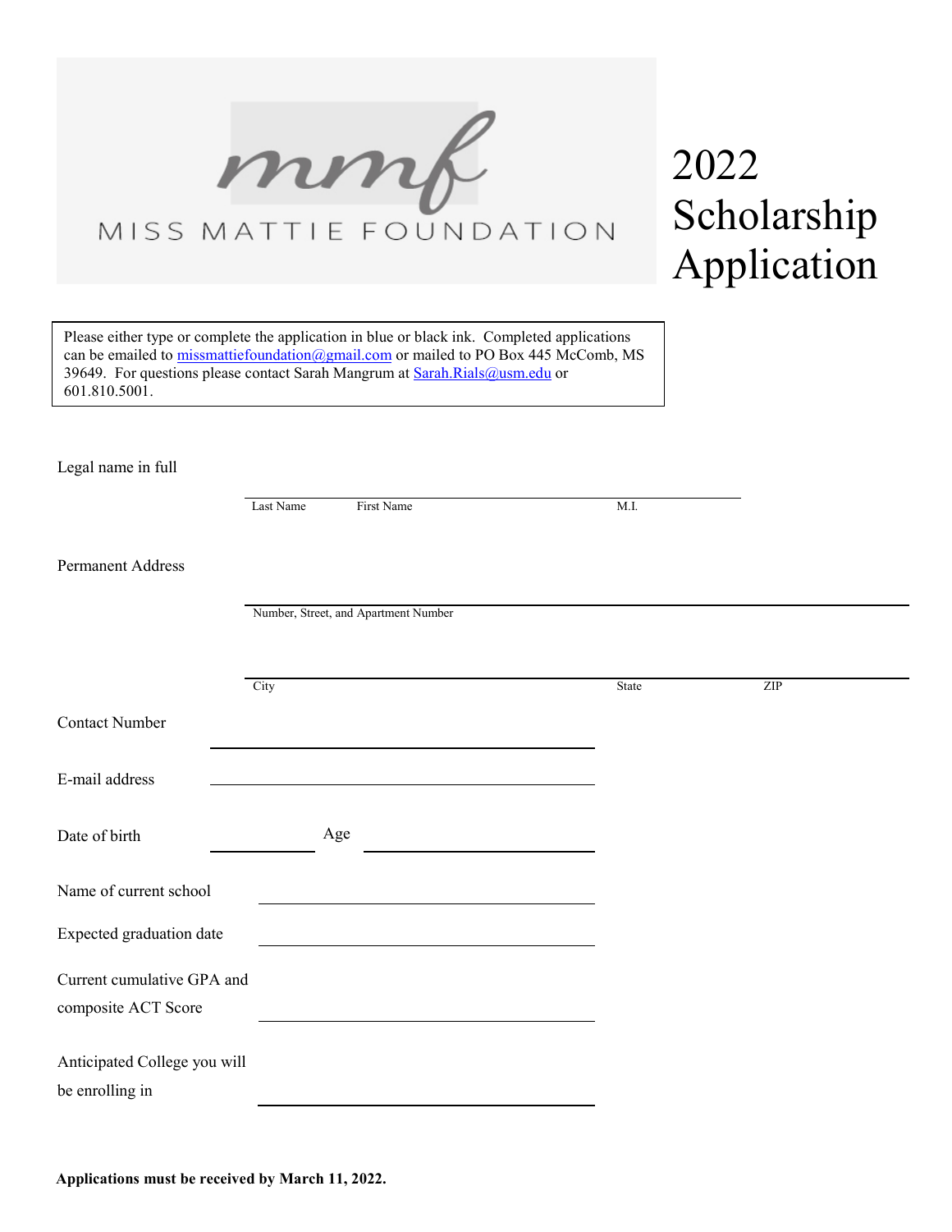mmf

MISS MATTIE FOUNDATION

# 2022 Scholarship Application

Please either type or complete the application in blue or black ink. Completed applications can be emailed to missmattiefoundation@gmail.com or mailed to PO Box 445 McComb, MS 39649. For questions please contact Sarah Mangrum at Sarah.Rials@usm.edu or 601.810.5001.

Legal name in full

Last Name First Name M.I.

Permanent Address

Number, Street, and Apartment Number

City State ZIP

Contact Number

E-mail address

Date of birth Age

Name of current school

Expected graduation date

Current cumulative GPA and composite ACT Score

Anticipated College you will be enrolling in

**Applications must be received by March 11, 2022.**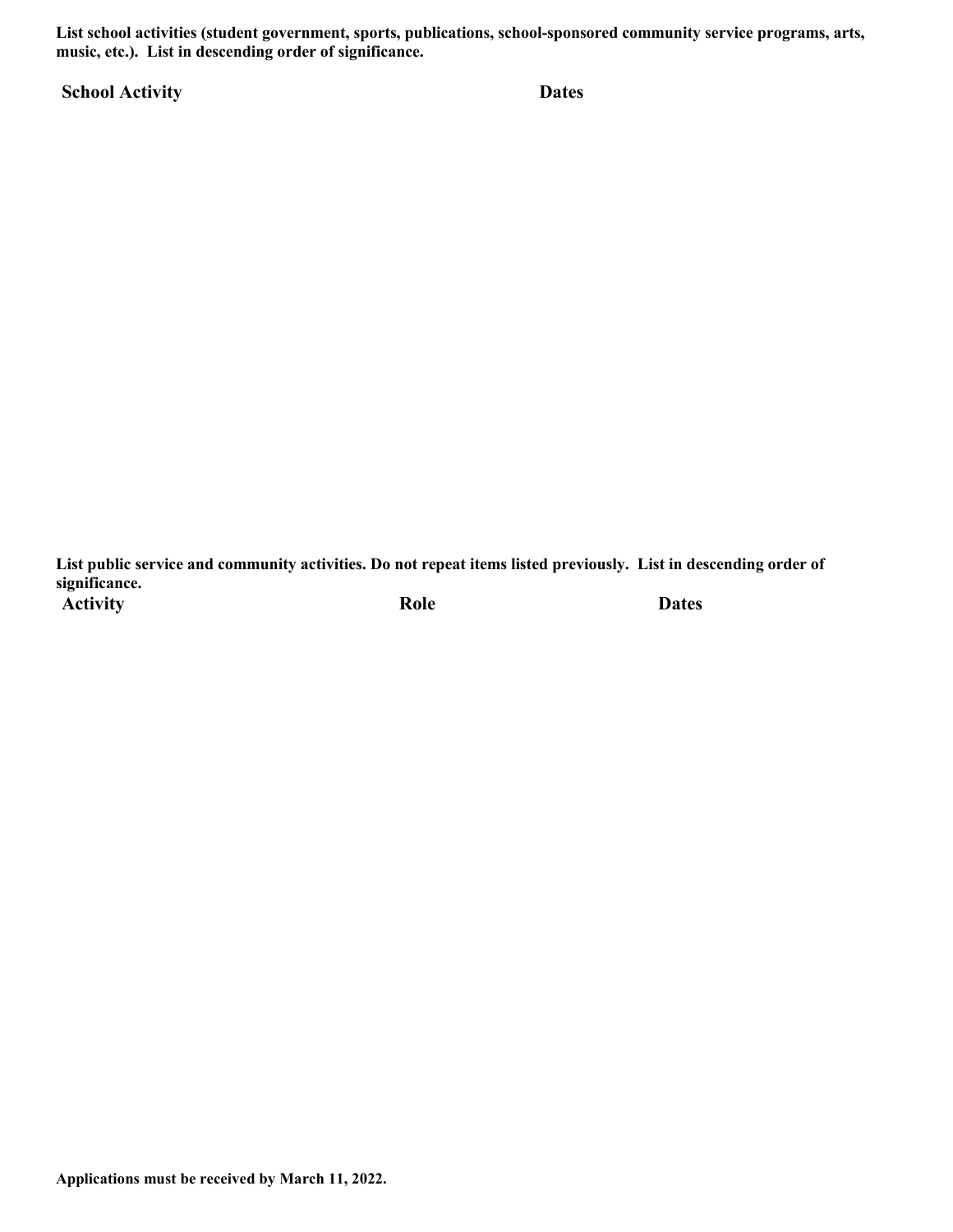**List school activities (student government, sports, publications, school-sponsored community service programs, arts, music, etc.). List in descending order of significance.**

| School Activity | Dates |
| --- | --- |
| | |

**List public service and community activities. Do not repeat items listed previously. List in descending order of significance.**

| Activity | Role | Dates |
| --- | --- | --- |
| | | |

**Applications must be received by March 11, 2022.**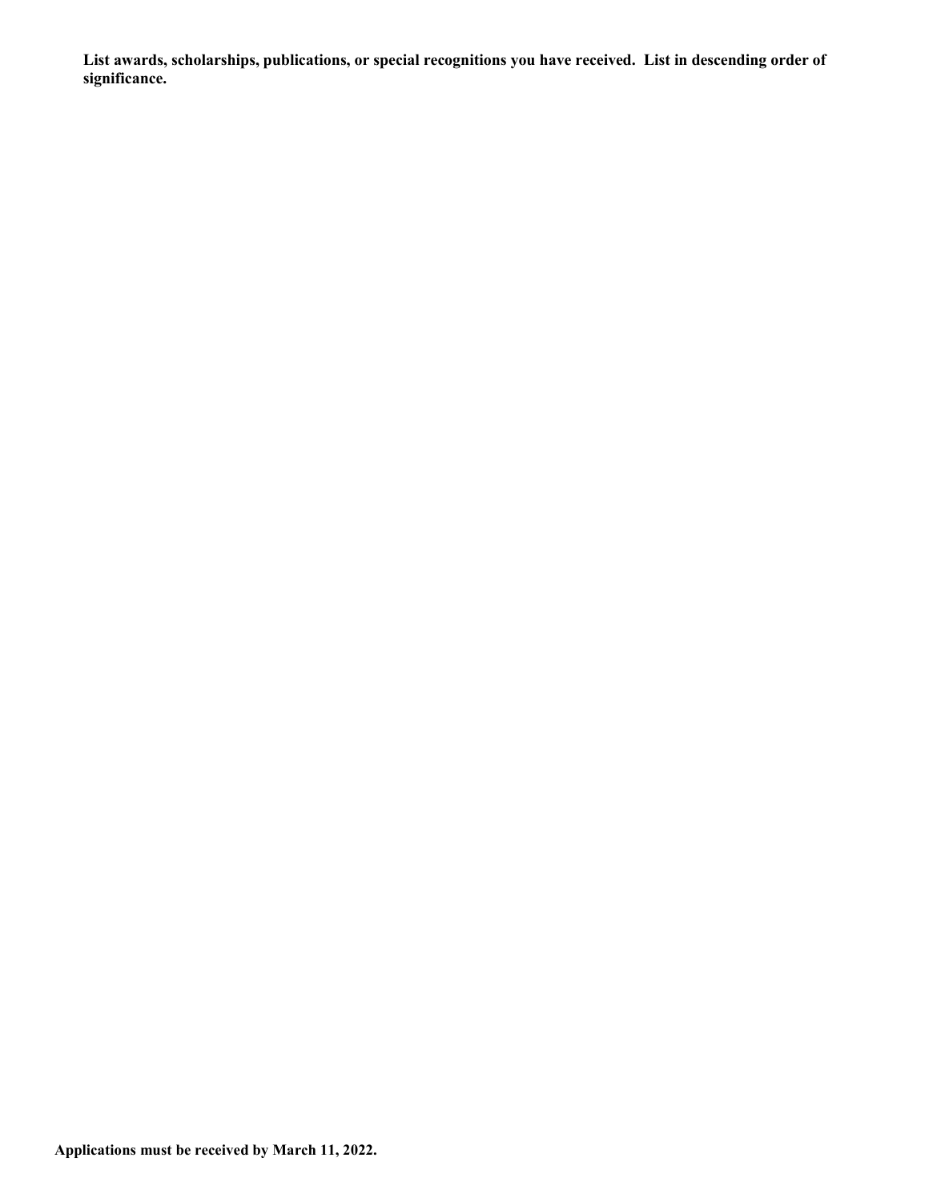**List awards, scholarships, publications, or special recognitions you have received. List in descending order of significance.**

**Applications must be received by March 11, 2022.**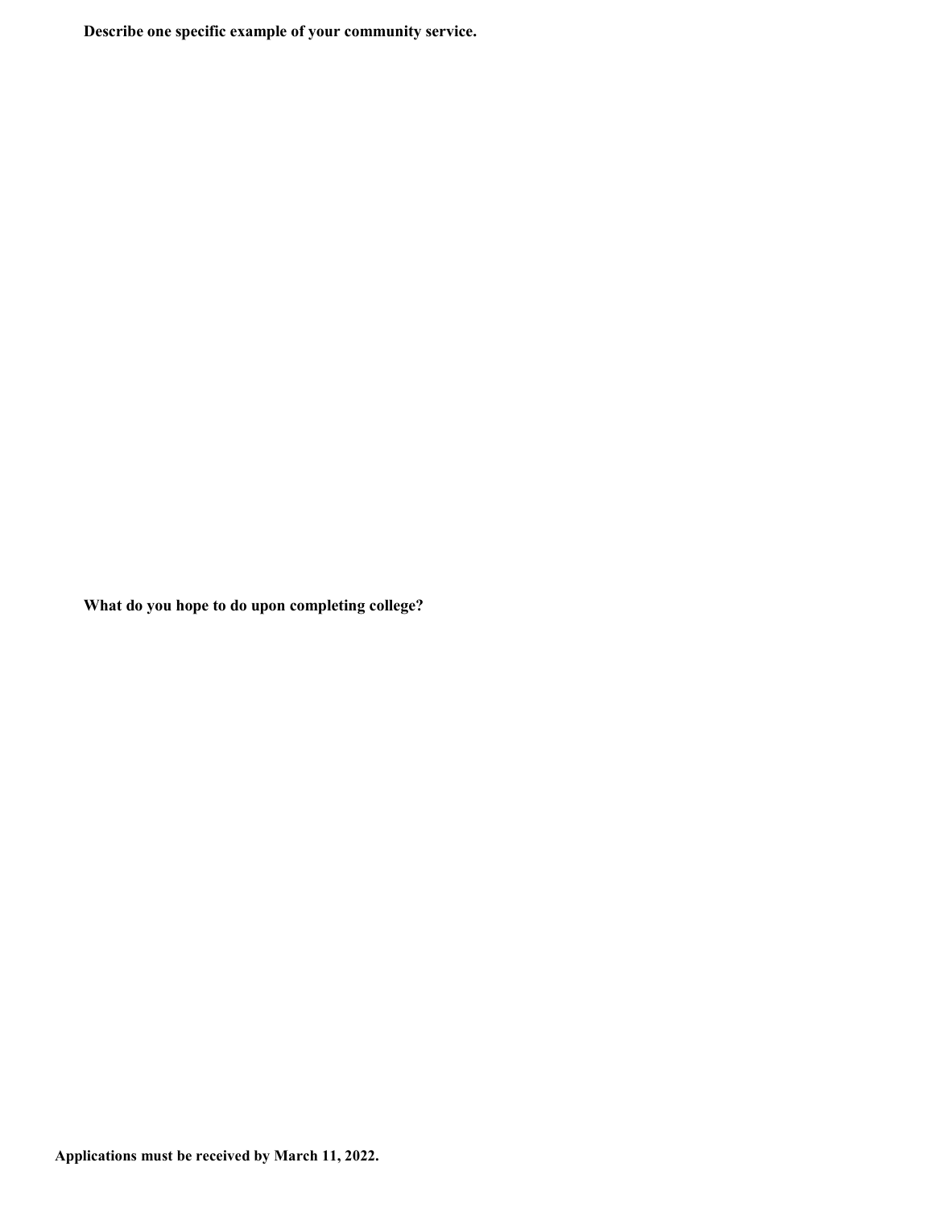**Describe one specific example of your community service.**

**What do you hope to do upon completing college?**

**Applications must be received by March 11, 2022.**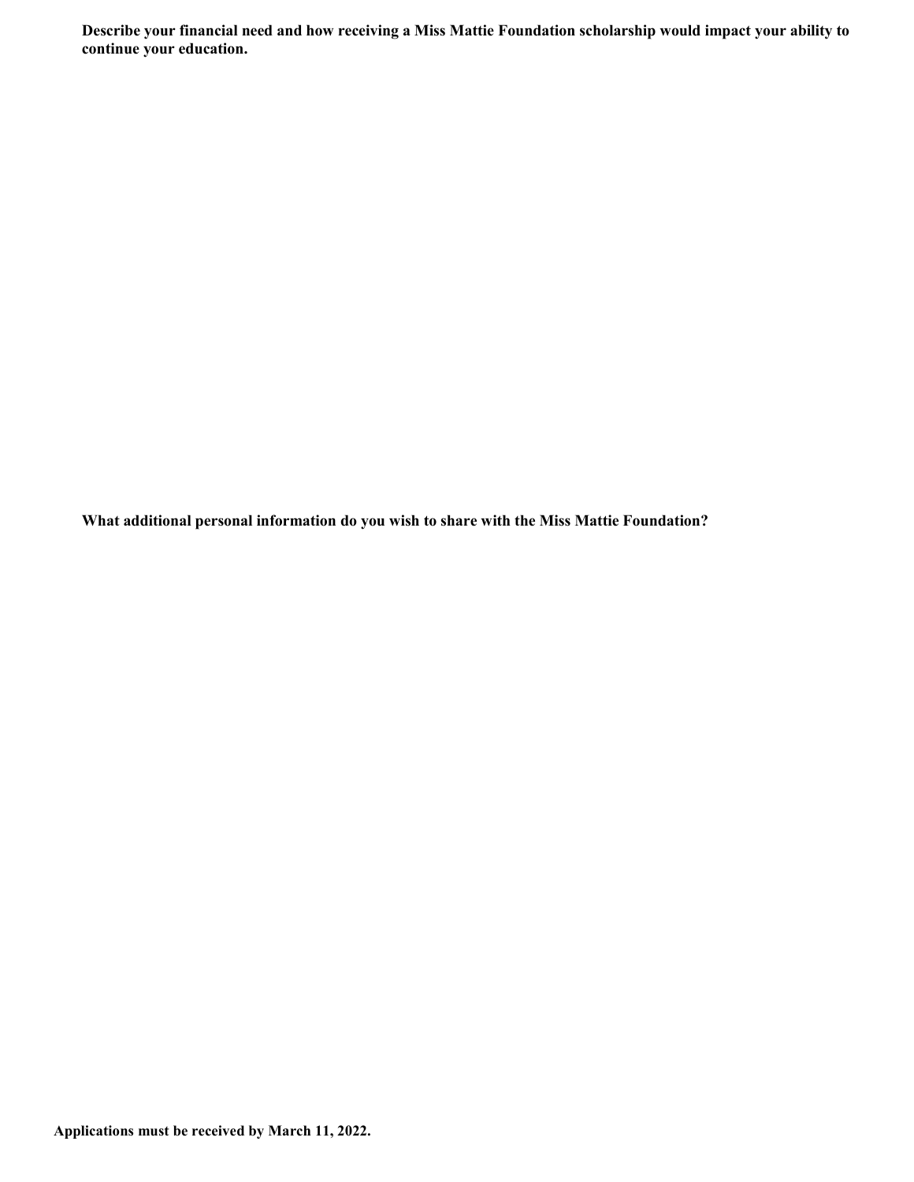**Describe your financial need and how receiving a Miss Mattie Foundation scholarship would impact your ability to continue your education.**

**What additional personal information do you wish to share with the Miss Mattie Foundation?**

**Applications must be received by March 11, 2022.**